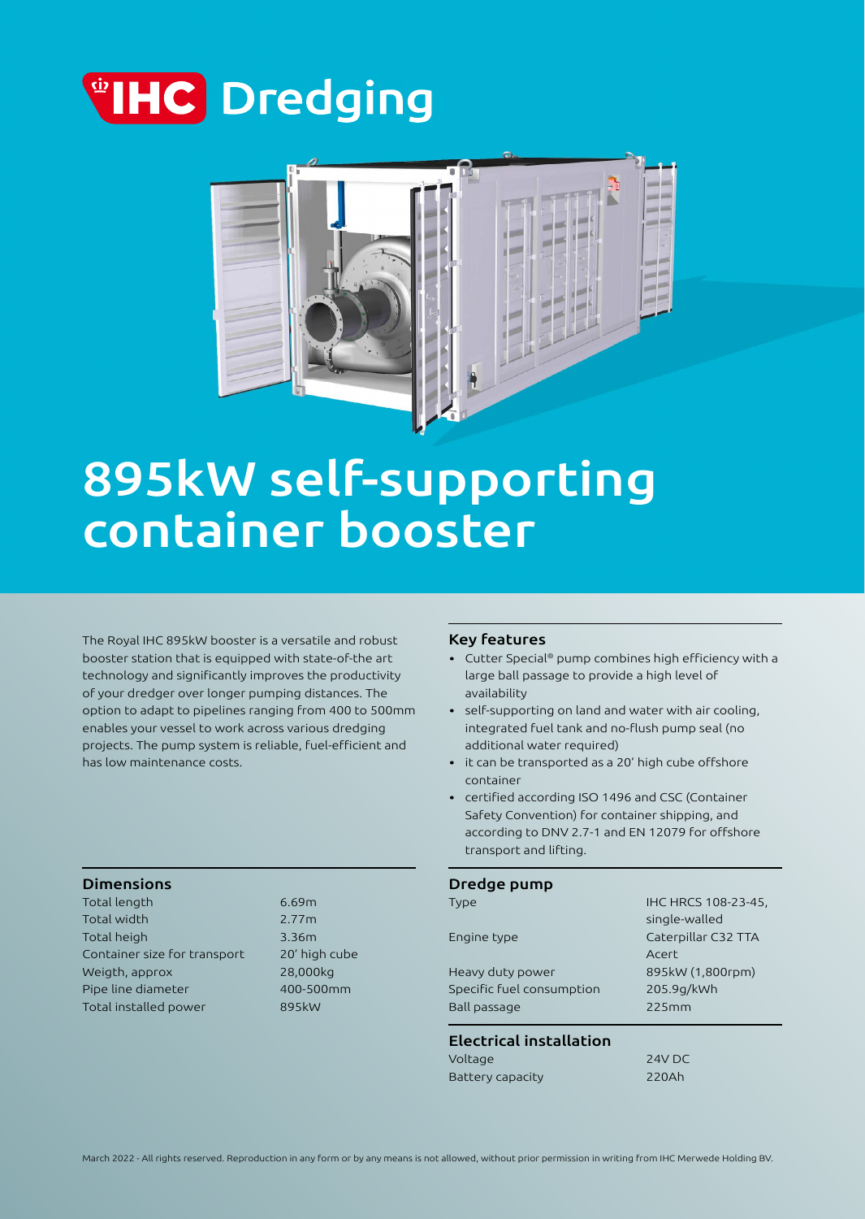IHC Dredging

# 895kW self-supporting container booster

The Royal IHC 895kW booster is a versatile and robust booster station that is equipped with state-of-the art technology and significantly improves the productivity of your dredger over longer pumping distances. The option to adapt to pipelines ranging from 400 to 500mm enables your vessel to work across various dredging projects. The pump system is reliable, fuel-efficient and has low maintenance costs.

## Key features

- Cutter Special® pump combines high efficiency with a large ball passage to provide a high level of availability
- self-supporting on land and water with air cooling, integrated fuel tank and no-flush pump seal (no additional water required)
- it can be transported as a 20' high cube offshore container
- certified according ISO 1496 and CSC (Container Safety Convention) for container shipping, and according to DNV 2.7-1 and EN 12079 for offshore transport and lifting.

## Dimensions

| | |
|---|---|
| Total length | 6.69m |
| Total width | 2.77m |
| Total heigh | 3.36m |
| Container size for transport | 20' high cube |
| Weigth, approx | 28,000kg |
| Pipe line diameter | 400-500mm |
| Total installed power | 895kW |

## Dredge pump

| | |
|---|---|
| Type | IHC HRCS 108-23-45, single-walled |
| Engine type | Caterpillar C32 TTA Acert |
| Heavy duty power | 895kW (1,800rpm) |
| Specific fuel consumption | 205.9g/kWh |
| Ball passage | 225mm |

## Electrical installation

| | |
|---|---|
| Voltage | 24V DC |
| Battery capacity | 220Ah |

March 2022 - All rights reserved. Reproduction in any form or by any means is not allowed, without prior permission in writing from IHC Merwede Holding BV.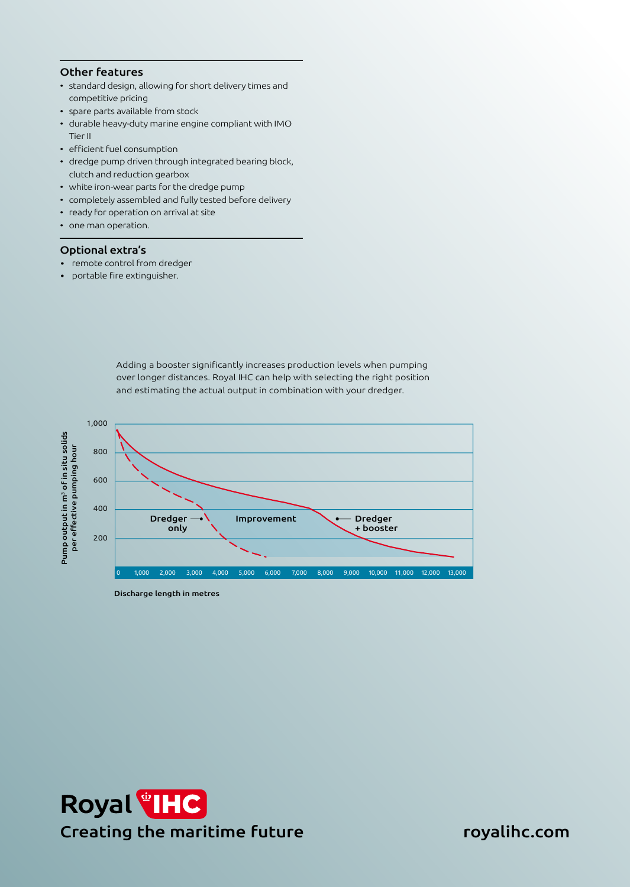## Other features

- standard design, allowing for short delivery times and competitive pricing
- spare parts available from stock
- durable heavy-duty marine engine compliant with IMO Tier II
- efficient fuel consumption
- dredge pump driven through integrated bearing block, clutch and reduction gearbox
- white iron-wear parts for the dredge pump
- completely assembled and fully tested before delivery
- ready for operation on arrival at site
- one man operation.

## Optional extra's

- remote control from dredger
- portable fire extinguisher.

Adding a booster significantly increases production levels when pumping over longer distances. Royal IHC can help with selecting the right position and estimating the actual output in combination with your dredger.

Pump output in $m^3$ of in situ solids per effective pumping hour

1,000
800
600
400
200

Dredger only

Improvement

Dredger + booster

0 1,000 2,000 3,000 4,000 5,000 6,000 7,000 8,000 9,000 10,000 11,000 12,000 13,000

Discharge length in metres

**Royal IHC**

Creating the maritime future

royalihc.com